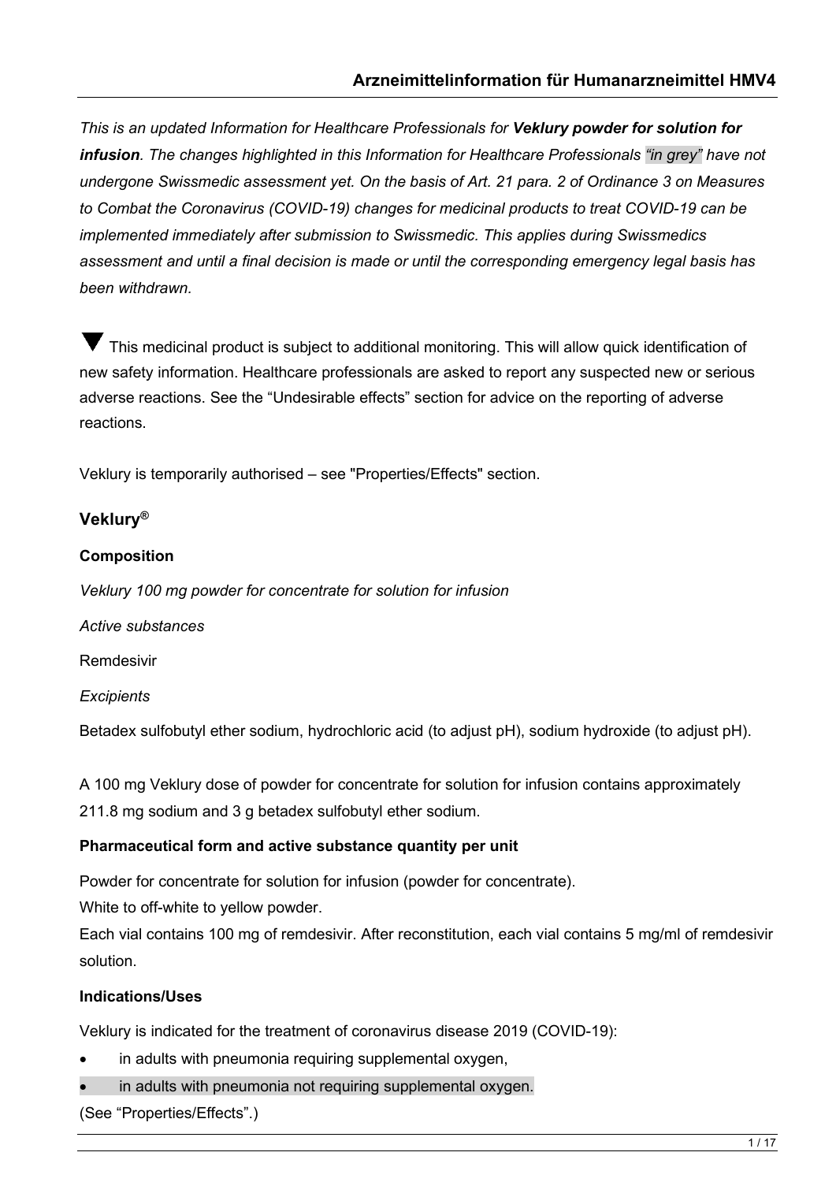*This is an updated Information for Healthcare Professionals for **Veklury powder for solution for infusion**. The changes highlighted in this Information for Healthcare Professionals "in grey" have not undergone Swissmedic assessment yet. On the basis of Art. 21 para. 2 of Ordinance 3 on Measures to Combat the Coronavirus (COVID-19) changes for medicinal products to treat COVID-19 can be implemented immediately after submission to Swissmedic. This applies during Swissmedics assessment and until a final decision is made or until the corresponding emergency legal basis has been withdrawn.*

▼ This medicinal product is subject to additional monitoring. This will allow quick identification of new safety information. Healthcare professionals are asked to report any suspected new or serious adverse reactions. See the "Undesirable effects" section for advice on the reporting of adverse reactions.

Veklury is temporarily authorised – see "Properties/Effects" section.

## Veklury®

### Composition

*Veklury 100 mg powder for concentrate for solution for infusion*

*Active substances*

Remdesivir

*Excipients*

Betadex sulfobutyl ether sodium, hydrochloric acid (to adjust pH), sodium hydroxide (to adjust pH).

A 100 mg Veklury dose of powder for concentrate for solution for infusion contains approximately 211.8 mg sodium and 3 g betadex sulfobutyl ether sodium.

### Pharmaceutical form and active substance quantity per unit

Powder for concentrate for solution for infusion (powder for concentrate).
White to off-white to yellow powder.
Each vial contains 100 mg of remdesivir. After reconstitution, each vial contains 5 mg/ml of remdesivir solution.

### Indications/Uses

Veklury is indicated for the treatment of coronavirus disease 2019 (COVID-19):

- in adults with pneumonia requiring supplemental oxygen,
- in adults with pneumonia not requiring supplemental oxygen.

(See "Properties/Effects".)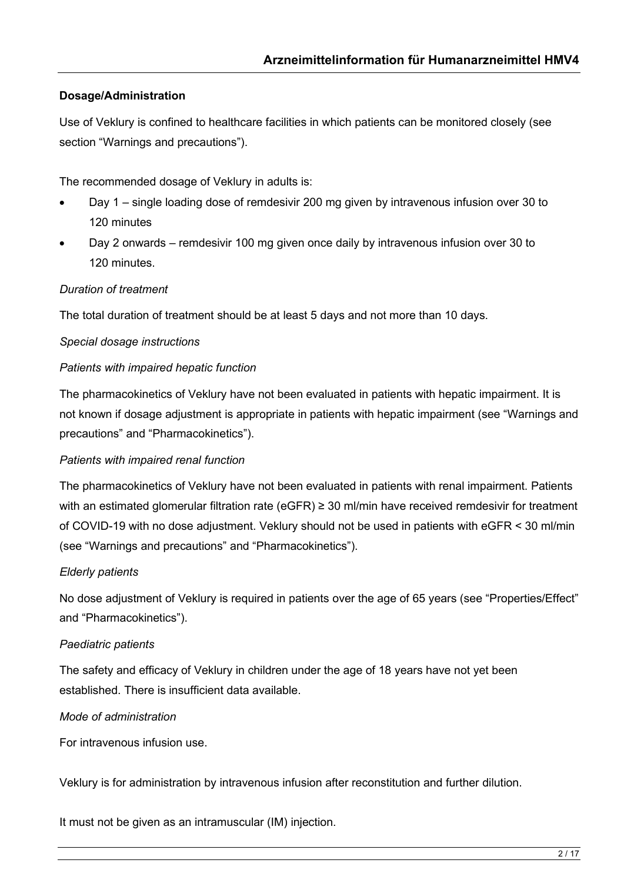**Dosage/Administration**

Use of Veklury is confined to healthcare facilities in which patients can be monitored closely (see section "Warnings and precautions").

The recommended dosage of Veklury in adults is:

- Day 1 – single loading dose of remdesivir 200 mg given by intravenous infusion over 30 to 120 minutes
- Day 2 onwards – remdesivir 100 mg given once daily by intravenous infusion over 30 to 120 minutes.

*Duration of treatment*

The total duration of treatment should be at least 5 days and not more than 10 days.

*Special dosage instructions*

*Patients with impaired hepatic function*

The pharmacokinetics of Veklury have not been evaluated in patients with hepatic impairment. It is not known if dosage adjustment is appropriate in patients with hepatic impairment (see "Warnings and precautions" and "Pharmacokinetics").

*Patients with impaired renal function*

The pharmacokinetics of Veklury have not been evaluated in patients with renal impairment. Patients with an estimated glomerular filtration rate (eGFR) ≥ 30 ml/min have received remdesivir for treatment of COVID-19 with no dose adjustment. Veklury should not be used in patients with eGFR < 30 ml/min (see "Warnings and precautions" and "Pharmacokinetics").

*Elderly patients*

No dose adjustment of Veklury is required in patients over the age of 65 years (see "Properties/Effect" and "Pharmacokinetics").

*Paediatric patients*

The safety and efficacy of Veklury in children under the age of 18 years have not yet been established. There is insufficient data available.

*Mode of administration*

For intravenous infusion use.

Veklury is for administration by intravenous infusion after reconstitution and further dilution.

It must not be given as an intramuscular (IM) injection.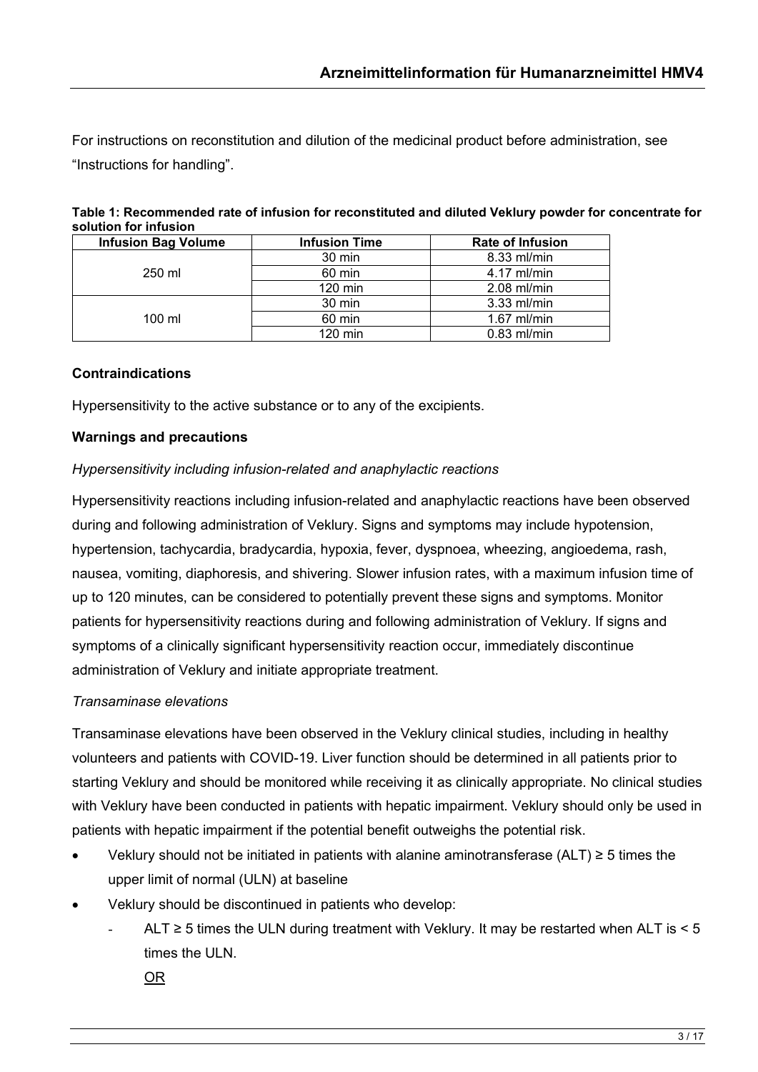For instructions on reconstitution and dilution of the medicinal product before administration, see "Instructions for handling".

**Table 1: Recommended rate of infusion for reconstituted and diluted Veklury powder for concentrate for solution for infusion**

| Infusion Bag Volume | Infusion Time | Rate of Infusion |
|---|---|---|
| 250 ml | 30 min | 8.33 ml/min |
| | 60 min | 4.17 ml/min |
| | 120 min | 2.08 ml/min |
| 100 ml | 30 min | 3.33 ml/min |
| | 60 min | 1.67 ml/min |
| | 120 min | 0.83 ml/min |

**Contraindications**

Hypersensitivity to the active substance or to any of the excipients.

**Warnings and precautions**

*Hypersensitivity including infusion-related and anaphylactic reactions*

Hypersensitivity reactions including infusion-related and anaphylactic reactions have been observed during and following administration of Veklury. Signs and symptoms may include hypotension, hypertension, tachycardia, bradycardia, hypoxia, fever, dyspnoea, wheezing, angioedema, rash, nausea, vomiting, diaphoresis, and shivering. Slower infusion rates, with a maximum infusion time of up to 120 minutes, can be considered to potentially prevent these signs and symptoms. Monitor patients for hypersensitivity reactions during and following administration of Veklury. If signs and symptoms of a clinically significant hypersensitivity reaction occur, immediately discontinue administration of Veklury and initiate appropriate treatment.

*Transaminase elevations*

Transaminase elevations have been observed in the Veklury clinical studies, including in healthy volunteers and patients with COVID-19. Liver function should be determined in all patients prior to starting Veklury and should be monitored while receiving it as clinically appropriate. No clinical studies with Veklury have been conducted in patients with hepatic impairment. Veklury should only be used in patients with hepatic impairment if the potential benefit outweighs the potential risk.

- Veklury should not be initiated in patients with alanine aminotransferase (ALT) ≥ 5 times the upper limit of normal (ULN) at baseline
- Veklury should be discontinued in patients who develop:
  - ALT ≥ 5 times the ULN during treatment with Veklury. It may be restarted when ALT is < 5 times the ULN.

    OR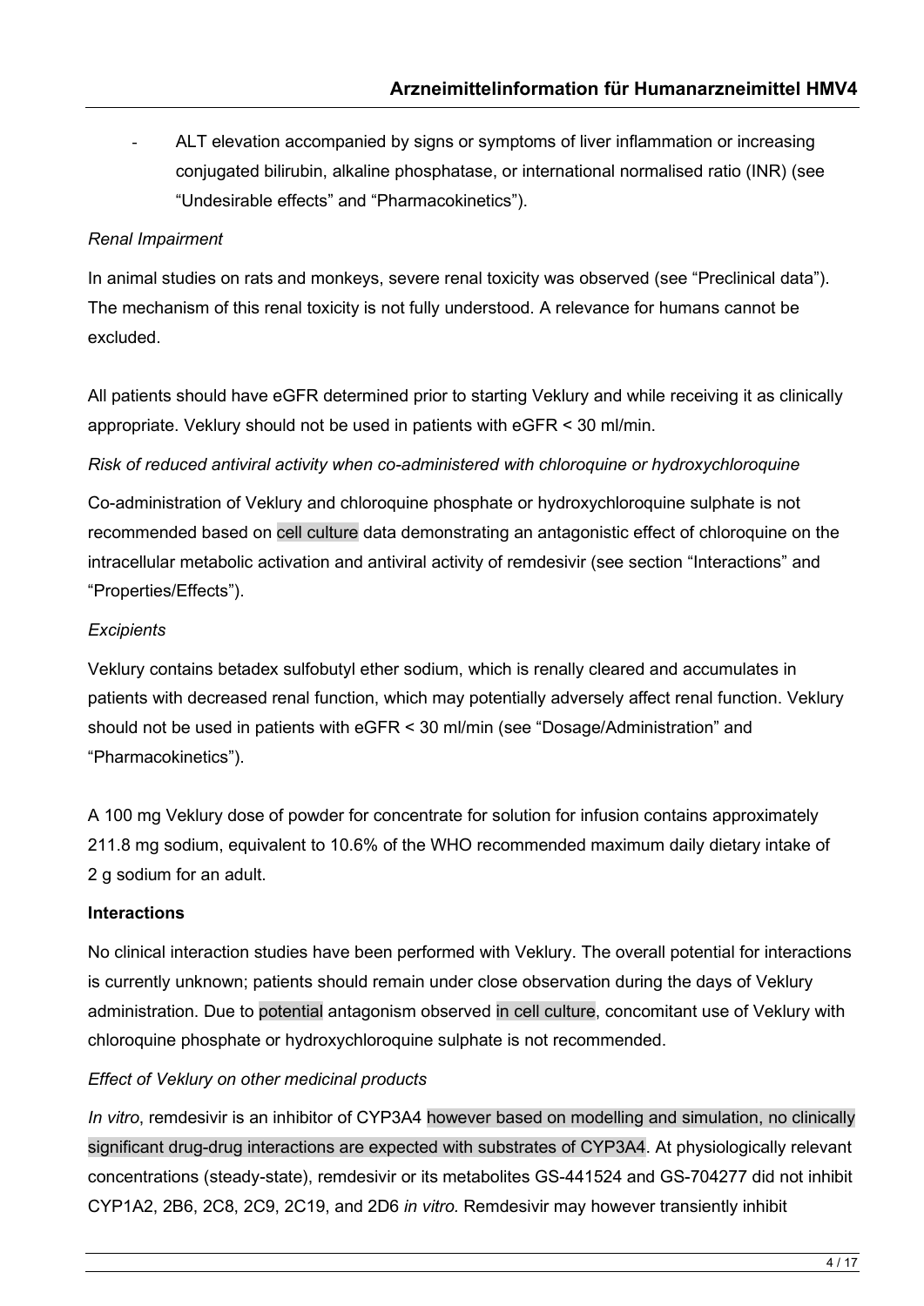- ALT elevation accompanied by signs or symptoms of liver inflammation or increasing conjugated bilirubin, alkaline phosphatase, or international normalised ratio (INR) (see "Undesirable effects" and "Pharmacokinetics").

*Renal Impairment*

In animal studies on rats and monkeys, severe renal toxicity was observed (see "Preclinical data"). The mechanism of this renal toxicity is not fully understood. A relevance for humans cannot be excluded.

All patients should have eGFR determined prior to starting Veklury and while receiving it as clinically appropriate. Veklury should not be used in patients with eGFR < 30 ml/min.

*Risk of reduced antiviral activity when co-administered with chloroquine or hydroxychloroquine*

Co-administration of Veklury and chloroquine phosphate or hydroxychloroquine sulphate is not recommended based on cell culture data demonstrating an antagonistic effect of chloroquine on the intracellular metabolic activation and antiviral activity of remdesivir (see section "Interactions" and "Properties/Effects").

*Excipients*

Veklury contains betadex sulfobutyl ether sodium, which is renally cleared and accumulates in patients with decreased renal function, which may potentially adversely affect renal function. Veklury should not be used in patients with eGFR < 30 ml/min (see "Dosage/Administration" and "Pharmacokinetics").

A 100 mg Veklury dose of powder for concentrate for solution for infusion contains approximately 211.8 mg sodium, equivalent to 10.6% of the WHO recommended maximum daily dietary intake of 2 g sodium for an adult.

**Interactions**

No clinical interaction studies have been performed with Veklury. The overall potential for interactions is currently unknown; patients should remain under close observation during the days of Veklury administration. Due to potential antagonism observed in cell culture, concomitant use of Veklury with chloroquine phosphate or hydroxychloroquine sulphate is not recommended.

*Effect of Veklury on other medicinal products*

*In vitro*, remdesivir is an inhibitor of CYP3A4 however based on modelling and simulation, no clinically significant drug-drug interactions are expected with substrates of CYP3A4. At physiologically relevant concentrations (steady-state), remdesivir or its metabolites GS-441524 and GS-704277 did not inhibit CYP1A2, 2B6, 2C8, 2C9, 2C19, and 2D6 *in vitro.* Remdesivir may however transiently inhibit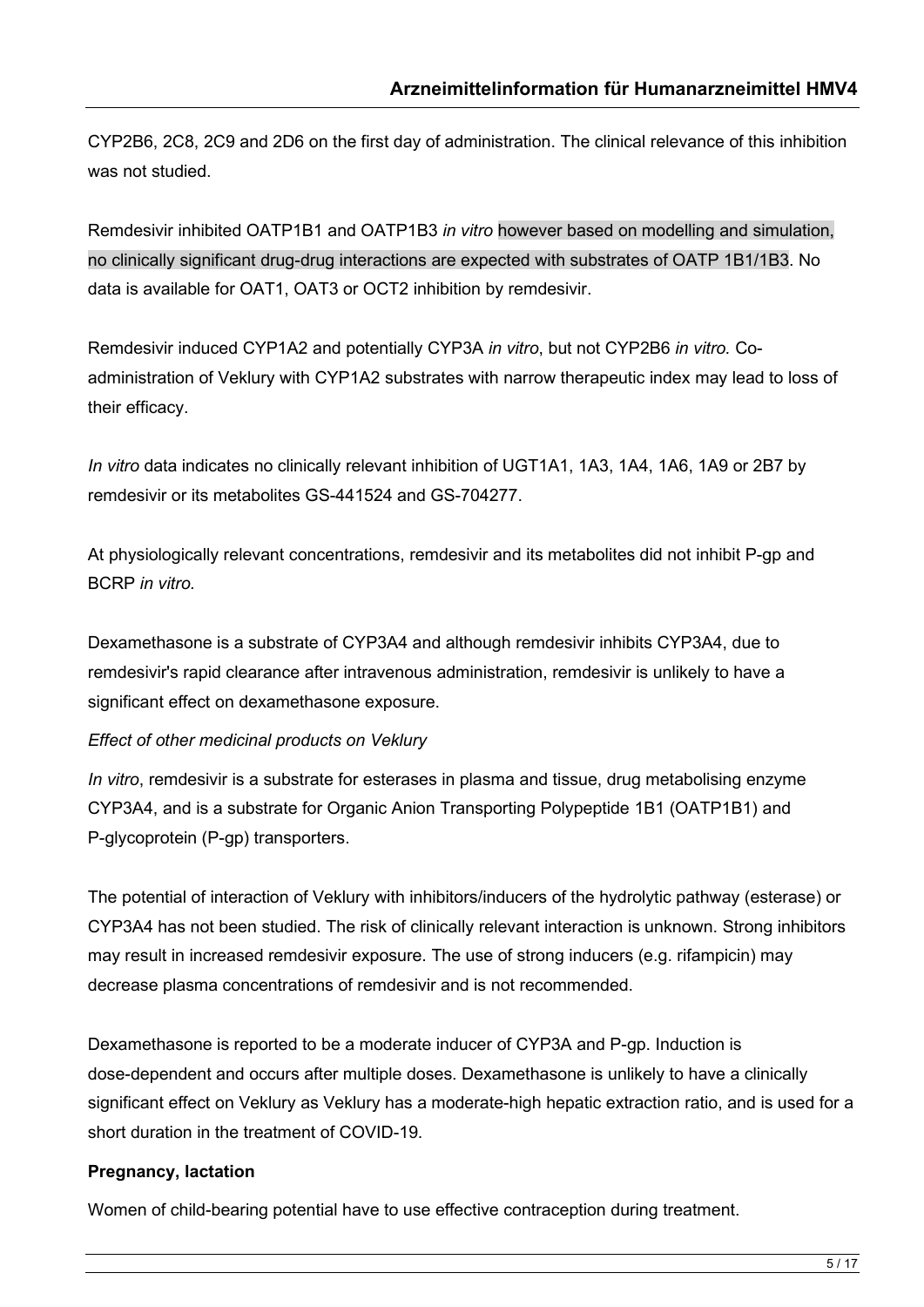CYP2B6, 2C8, 2C9 and 2D6 on the first day of administration. The clinical relevance of this inhibition was not studied.

Remdesivir inhibited OATP1B1 and OATP1B3 *in vitro* however based on modelling and simulation, no clinically significant drug-drug interactions are expected with substrates of OATP 1B1/1B3. No data is available for OAT1, OAT3 or OCT2 inhibition by remdesivir.

Remdesivir induced CYP1A2 and potentially CYP3A *in vitro*, but not CYP2B6 *in vitro.* Co-administration of Veklury with CYP1A2 substrates with narrow therapeutic index may lead to loss of their efficacy.

*In vitro* data indicates no clinically relevant inhibition of UGT1A1, 1A3, 1A4, 1A6, 1A9 or 2B7 by remdesivir or its metabolites GS-441524 and GS-704277.

At physiologically relevant concentrations, remdesivir and its metabolites did not inhibit P-gp and BCRP *in vitro.*

Dexamethasone is a substrate of CYP3A4 and although remdesivir inhibits CYP3A4, due to remdesivir's rapid clearance after intravenous administration, remdesivir is unlikely to have a significant effect on dexamethasone exposure.

*Effect of other medicinal products on Veklury*

*In vitro*, remdesivir is a substrate for esterases in plasma and tissue, drug metabolising enzyme CYP3A4, and is a substrate for Organic Anion Transporting Polypeptide 1B1 (OATP1B1) and P-glycoprotein (P-gp) transporters.

The potential of interaction of Veklury with inhibitors/inducers of the hydrolytic pathway (esterase) or CYP3A4 has not been studied. The risk of clinically relevant interaction is unknown. Strong inhibitors may result in increased remdesivir exposure. The use of strong inducers (e.g. rifampicin) may decrease plasma concentrations of remdesivir and is not recommended.

Dexamethasone is reported to be a moderate inducer of CYP3A and P-gp. Induction is dose-dependent and occurs after multiple doses. Dexamethasone is unlikely to have a clinically significant effect on Veklury as Veklury has a moderate-high hepatic extraction ratio, and is used for a short duration in the treatment of COVID-19.

**Pregnancy, lactation**

Women of child-bearing potential have to use effective contraception during treatment.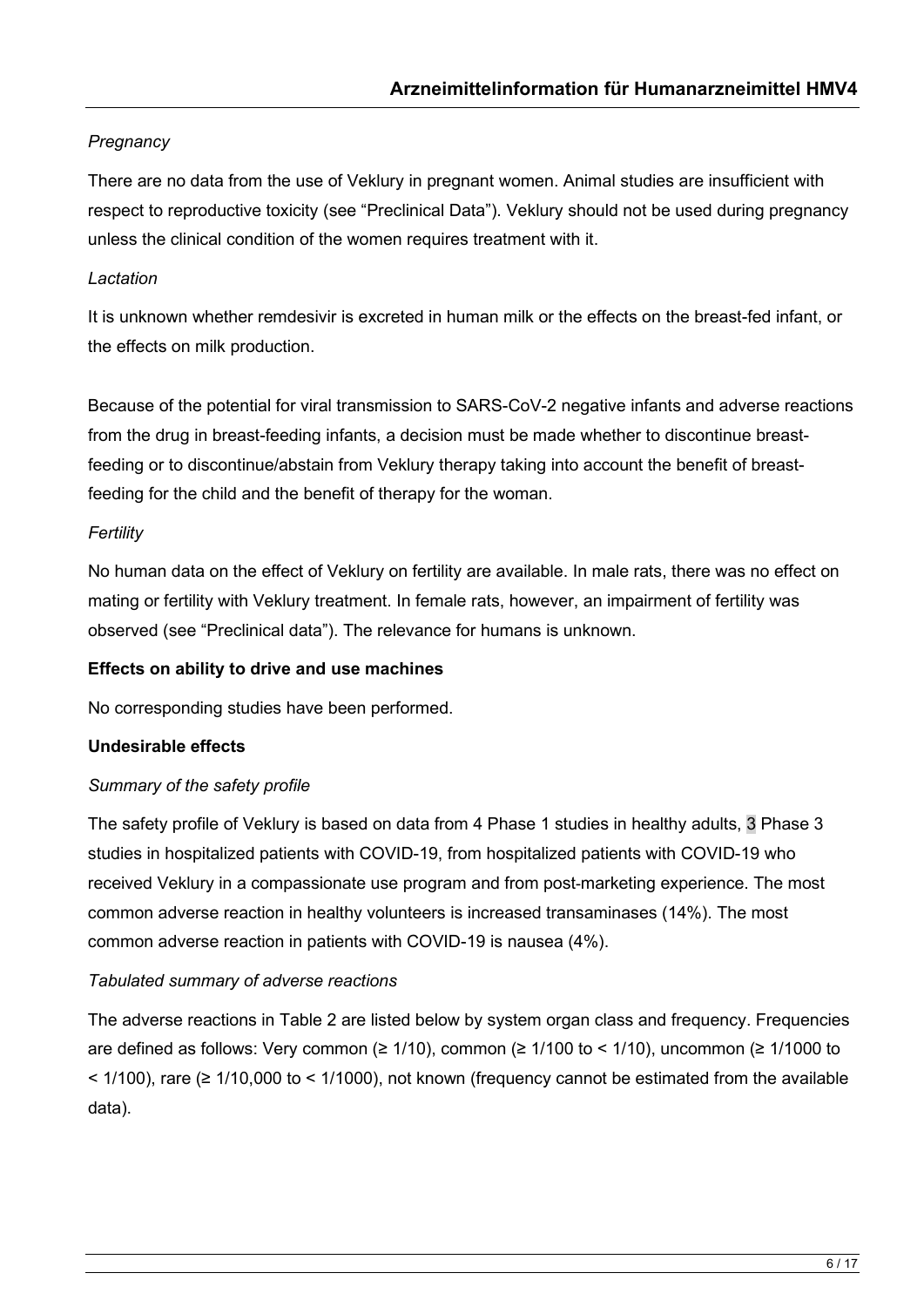*Pregnancy*

There are no data from the use of Veklury in pregnant women. Animal studies are insufficient with respect to reproductive toxicity (see "Preclinical Data"). Veklury should not be used during pregnancy unless the clinical condition of the women requires treatment with it.

*Lactation*

It is unknown whether remdesivir is excreted in human milk or the effects on the breast-fed infant, or the effects on milk production.

Because of the potential for viral transmission to SARS-CoV-2 negative infants and adverse reactions from the drug in breast-feeding infants, a decision must be made whether to discontinue breast-feeding or to discontinue/abstain from Veklury therapy taking into account the benefit of breast-feeding for the child and the benefit of therapy for the woman.

*Fertility*

No human data on the effect of Veklury on fertility are available. In male rats, there was no effect on mating or fertility with Veklury treatment. In female rats, however, an impairment of fertility was observed (see "Preclinical data"). The relevance for humans is unknown.

**Effects on ability to drive and use machines**

No corresponding studies have been performed.

**Undesirable effects**

*Summary of the safety profile*

The safety profile of Veklury is based on data from 4 Phase 1 studies in healthy adults, 3 Phase 3 studies in hospitalized patients with COVID-19, from hospitalized patients with COVID-19 who received Veklury in a compassionate use program and from post-marketing experience. The most common adverse reaction in healthy volunteers is increased transaminases (14%). The most common adverse reaction in patients with COVID-19 is nausea (4%).

*Tabulated summary of adverse reactions*

The adverse reactions in Table 2 are listed below by system organ class and frequency. Frequencies are defined as follows: Very common (≥ 1/10), common (≥ 1/100 to < 1/10), uncommon (≥ 1/1000 to < 1/100), rare (≥ 1/10,000 to < 1/1000), not known (frequency cannot be estimated from the available data).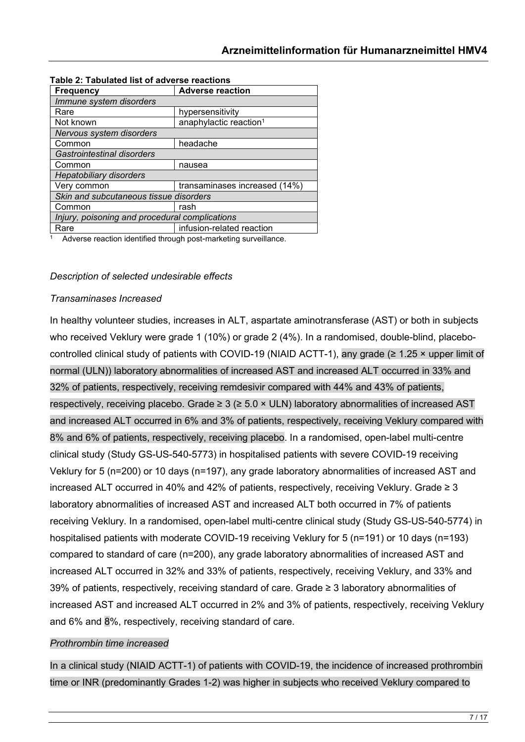**Table 2: Tabulated list of adverse reactions**

| Frequency | Adverse reaction |
| --- | --- |
| *Immune system disorders* | |
| Rare | hypersensitivity |
| Not known | anaphylactic reaction[1] |
| *Nervous system disorders* | |
| Common | headache |
| *Gastrointestinal disorders* | |
| Common | nausea |
| *Hepatobiliary disorders* | |
| Very common | transaminases increased (14%) |
| *Skin and subcutaneous tissue disorders* | |
| Common | rash |
| *Injury, poisoning and procedural complications* | |
| Rare | infusion-related reaction |

[1] Adverse reaction identified through post-marketing surveillance.

*Description of selected undesirable effects*

*Transaminases Increased*

In healthy volunteer studies, increases in ALT, aspartate aminotransferase (AST) or both in subjects who received Veklury were grade 1 (10%) or grade 2 (4%). In a randomised, double-blind, placebo-controlled clinical study of patients with COVID-19 (NIAID ACTT-1), any grade (≥ 1.25 × upper limit of normal (ULN)) laboratory abnormalities of increased AST and increased ALT occurred in 33% and 32% of patients, respectively, receiving remdesivir compared with 44% and 43% of patients, respectively, receiving placebo. Grade ≥ 3 (≥ 5.0 × ULN) laboratory abnormalities of increased AST and increased ALT occurred in 6% and 3% of patients, respectively, receiving Veklury compared with 8% and 6% of patients, respectively, receiving placebo. In a randomised, open-label multi-centre clinical study (Study GS-US-540-5773) in hospitalised patients with severe COVID-19 receiving Veklury for 5 (n=200) or 10 days (n=197), any grade laboratory abnormalities of increased AST and increased ALT occurred in 40% and 42% of patients, respectively, receiving Veklury. Grade ≥ 3 laboratory abnormalities of increased AST and increased ALT both occurred in 7% of patients receiving Veklury. In a randomised, open-label multi-centre clinical study (Study GS-US-540-5774) in hospitalised patients with moderate COVID-19 receiving Veklury for 5 (n=191) or 10 days (n=193) compared to standard of care (n=200), any grade laboratory abnormalities of increased AST and increased ALT occurred in 32% and 33% of patients, respectively, receiving Veklury, and 33% and 39% of patients, respectively, receiving standard of care. Grade ≥ 3 laboratory abnormalities of increased AST and increased ALT occurred in 2% and 3% of patients, respectively, receiving Veklury and 6% and 8%, respectively, receiving standard of care.

*Prothrombin time increased*

In a clinical study (NIAID ACTT-1) of patients with COVID-19, the incidence of increased prothrombin time or INR (predominantly Grades 1-2) was higher in subjects who received Veklury compared to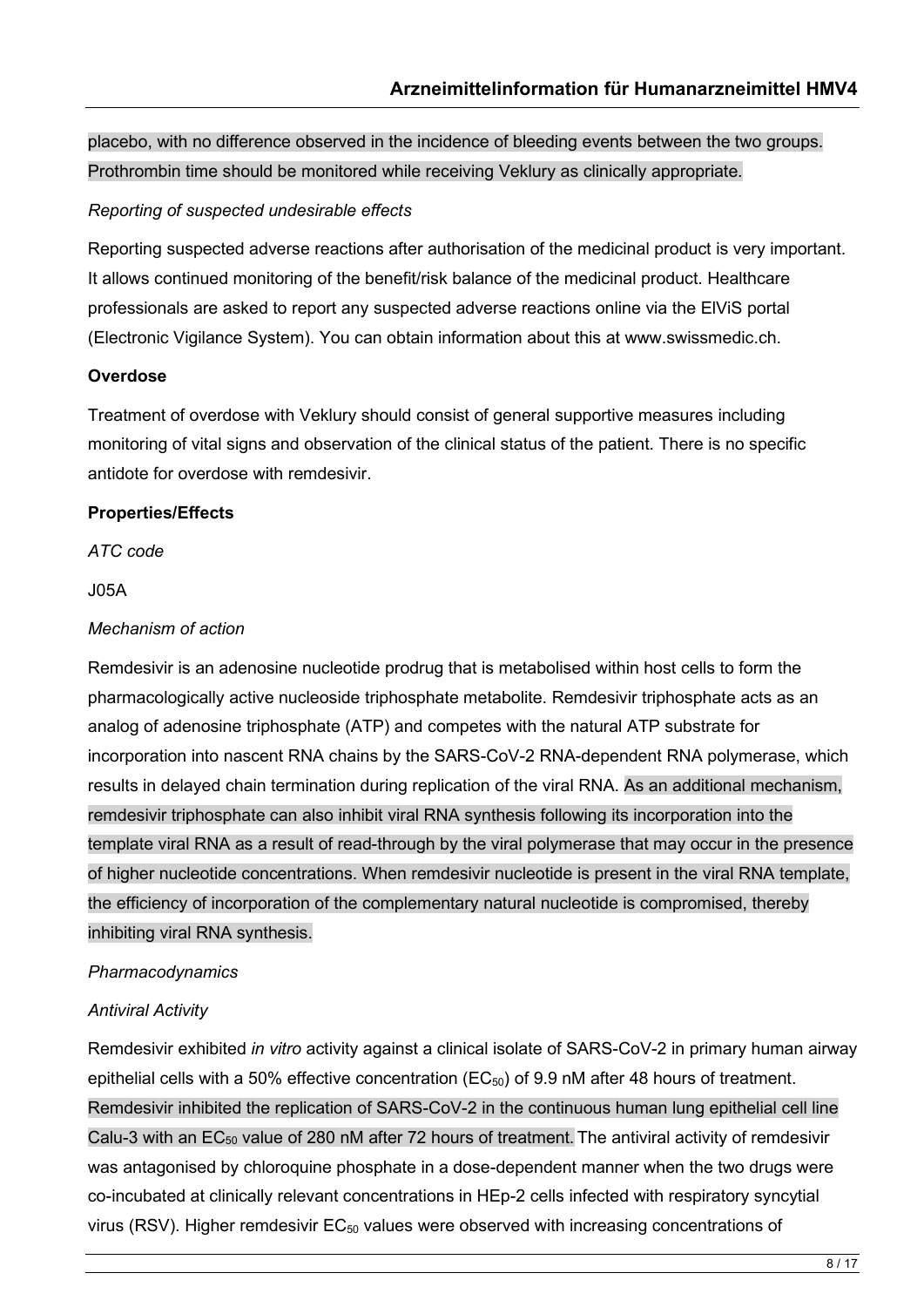placebo, with no difference observed in the incidence of bleeding events between the two groups. Prothrombin time should be monitored while receiving Veklury as clinically appropriate.

*Reporting of suspected undesirable effects*

Reporting suspected adverse reactions after authorisation of the medicinal product is very important. It allows continued monitoring of the benefit/risk balance of the medicinal product. Healthcare professionals are asked to report any suspected adverse reactions online via the ElViS portal (Electronic Vigilance System). You can obtain information about this at www.swissmedic.ch.

**Overdose**

Treatment of overdose with Veklury should consist of general supportive measures including monitoring of vital signs and observation of the clinical status of the patient. There is no specific antidote for overdose with remdesivir.

**Properties/Effects**

*ATC code*

J05A

*Mechanism of action*

Remdesivir is an adenosine nucleotide prodrug that is metabolised within host cells to form the pharmacologically active nucleoside triphosphate metabolite. Remdesivir triphosphate acts as an analog of adenosine triphosphate (ATP) and competes with the natural ATP substrate for incorporation into nascent RNA chains by the SARS-CoV-2 RNA-dependent RNA polymerase, which results in delayed chain termination during replication of the viral RNA. As an additional mechanism, remdesivir triphosphate can also inhibit viral RNA synthesis following its incorporation into the template viral RNA as a result of read-through by the viral polymerase that may occur in the presence of higher nucleotide concentrations. When remdesivir nucleotide is present in the viral RNA template, the efficiency of incorporation of the complementary natural nucleotide is compromised, thereby inhibiting viral RNA synthesis.

*Pharmacodynamics*

*Antiviral Activity*

Remdesivir exhibited *in vitro* activity against a clinical isolate of SARS-CoV-2 in primary human airway epithelial cells with a 50% effective concentration ($EC_{50}$) of 9.9 nM after 48 hours of treatment. Remdesivir inhibited the replication of SARS-CoV-2 in the continuous human lung epithelial cell line Calu-3 with an $EC_{50}$ value of 280 nM after 72 hours of treatment. The antiviral activity of remdesivir was antagonised by chloroquine phosphate in a dose-dependent manner when the two drugs were co-incubated at clinically relevant concentrations in HEp-2 cells infected with respiratory syncytial virus (RSV). Higher remdesivir $EC_{50}$ values were observed with increasing concentrations of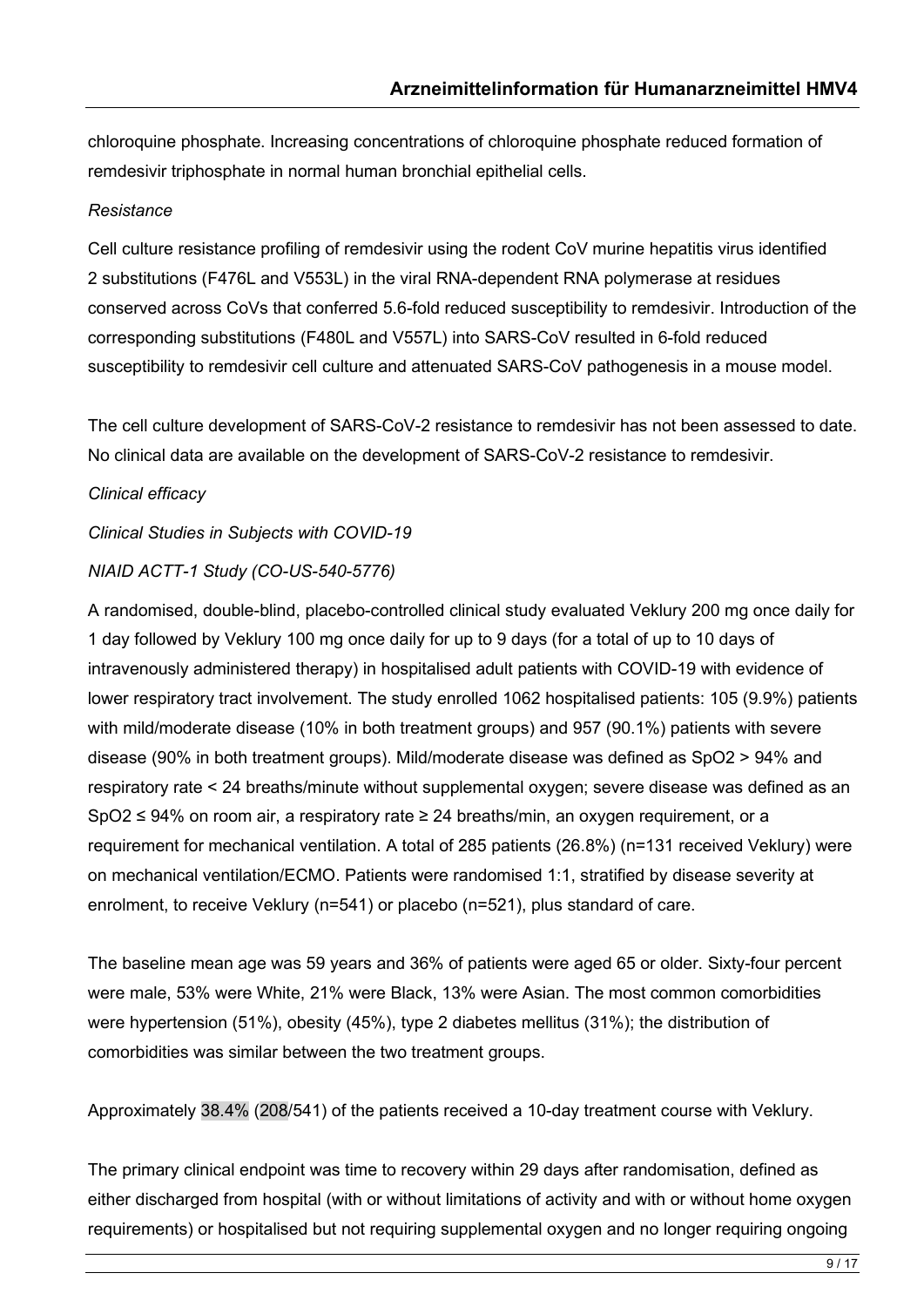chloroquine phosphate. Increasing concentrations of chloroquine phosphate reduced formation of remdesivir triphosphate in normal human bronchial epithelial cells.

*Resistance*

Cell culture resistance profiling of remdesivir using the rodent CoV murine hepatitis virus identified 2 substitutions (F476L and V553L) in the viral RNA-dependent RNA polymerase at residues conserved across CoVs that conferred 5.6-fold reduced susceptibility to remdesivir. Introduction of the corresponding substitutions (F480L and V557L) into SARS-CoV resulted in 6-fold reduced susceptibility to remdesivir cell culture and attenuated SARS-CoV pathogenesis in a mouse model.

The cell culture development of SARS-CoV-2 resistance to remdesivir has not been assessed to date. No clinical data are available on the development of SARS-CoV-2 resistance to remdesivir.

*Clinical efficacy*

*Clinical Studies in Subjects with COVID-19*

*NIAID ACTT-1 Study (CO-US-540-5776)*

A randomised, double-blind, placebo-controlled clinical study evaluated Veklury 200 mg once daily for 1 day followed by Veklury 100 mg once daily for up to 9 days (for a total of up to 10 days of intravenously administered therapy) in hospitalised adult patients with COVID-19 with evidence of lower respiratory tract involvement. The study enrolled 1062 hospitalised patients: 105 (9.9%) patients with mild/moderate disease (10% in both treatment groups) and 957 (90.1%) patients with severe disease (90% in both treatment groups). Mild/moderate disease was defined as $SpO_2 > 94\%$ and respiratory rate < 24 breaths/minute without supplemental oxygen; severe disease was defined as an $SpO_2 \leq 94\%$ on room air, a respiratory rate ≥ 24 breaths/min, an oxygen requirement, or a requirement for mechanical ventilation. A total of 285 patients (26.8%) (n=131 received Veklury) were on mechanical ventilation/ECMO. Patients were randomised 1:1, stratified by disease severity at enrolment, to receive Veklury (n=541) or placebo (n=521), plus standard of care.

The baseline mean age was 59 years and 36% of patients were aged 65 or older. Sixty-four percent were male, 53% were White, 21% were Black, 13% were Asian. The most common comorbidities were hypertension (51%), obesity (45%), type 2 diabetes mellitus (31%); the distribution of comorbidities was similar between the two treatment groups.

Approximately 38.4% (208/541) of the patients received a 10-day treatment course with Veklury.

The primary clinical endpoint was time to recovery within 29 days after randomisation, defined as either discharged from hospital (with or without limitations of activity and with or without home oxygen requirements) or hospitalised but not requiring supplemental oxygen and no longer requiring ongoing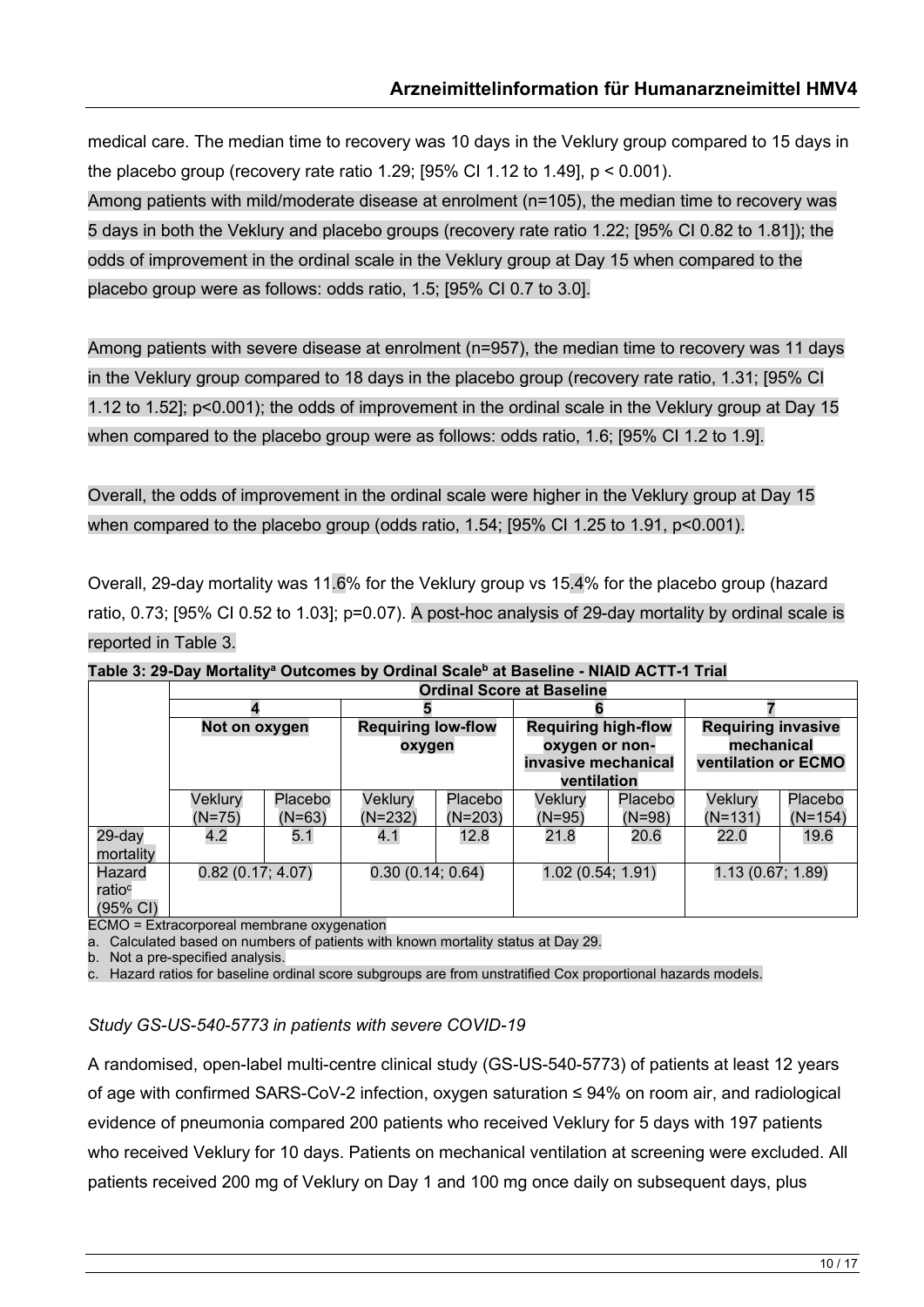medical care. The median time to recovery was 10 days in the Veklury group compared to 15 days in the placebo group (recovery rate ratio 1.29; [95% CI 1.12 to 1.49], p < 0.001).
Among patients with mild/moderate disease at enrolment (n=105), the median time to recovery was 5 days in both the Veklury and placebo groups (recovery rate ratio 1.22; [95% CI 0.82 to 1.81]); the odds of improvement in the ordinal scale in the Veklury group at Day 15 when compared to the placebo group were as follows: odds ratio, 1.5; [95% CI 0.7 to 3.0].

Among patients with severe disease at enrolment (n=957), the median time to recovery was 11 days in the Veklury group compared to 18 days in the placebo group (recovery rate ratio, 1.31; [95% CI 1.12 to 1.52]; p<0.001); the odds of improvement in the ordinal scale in the Veklury group at Day 15 when compared to the placebo group were as follows: odds ratio, 1.6; [95% CI 1.2 to 1.9].

Overall, the odds of improvement in the ordinal scale were higher in the Veklury group at Day 15 when compared to the placebo group (odds ratio, 1.54; [95% CI 1.25 to 1.91, p<0.001).

Overall, 29-day mortality was 11.6% for the Veklury group vs 15.4% for the placebo group (hazard ratio, 0.73; [95% CI 0.52 to 1.03]; p=0.07). A post-hoc analysis of 29-day mortality by ordinal scale is reported in Table 3.

**Table 3: 29-Day Mortality[a] Outcomes by Ordinal Scale[b] at Baseline - NIAID ACTT-1 Trial**

| | **Ordinal Score at Baseline** | | | | | | | |
|---|---|---|---|---|---|---|---|---|
| | **4** | | **5** | | **6** | | **7** | |
| | **Not on oxygen** | | **Requiring low-flow oxygen** | | **Requiring high-flow oxygen or non-invasive mechanical ventilation** | | **Requiring invasive mechanical ventilation or ECMO** | |
| | Veklury (N=75) | Placebo (N=63) | Veklury (N=232) | Placebo (N=203) | Veklury (N=95) | Placebo (N=98) | Veklury (N=131) | Placebo (N=154) |
| 29-day mortality | 4.2 | 5.1 | 4.1 | 12.8 | 21.8 | 20.6 | 22.0 | 19.6 |
| Hazard ratio[c] (95% CI) | 0.82 (0.17; 4.07) | | 0.30 (0.14; 0.64) | | 1.02 (0.54; 1.91) | | 1.13 (0.67; 1.89) | |

ECMO = Extracorporeal membrane oxygenation
a. Calculated based on numbers of patients with known mortality status at Day 29.
b. Not a pre-specified analysis.
c. Hazard ratios for baseline ordinal score subgroups are from unstratified Cox proportional hazards models.

*Study GS-US-540-5773 in patients with severe COVID-19*

A randomised, open-label multi-centre clinical study (GS-US-540-5773) of patients at least 12 years of age with confirmed SARS-CoV-2 infection, oxygen saturation ≤ 94% on room air, and radiological evidence of pneumonia compared 200 patients who received Veklury for 5 days with 197 patients who received Veklury for 10 days. Patients on mechanical ventilation at screening were excluded. All patients received 200 mg of Veklury on Day 1 and 100 mg once daily on subsequent days, plus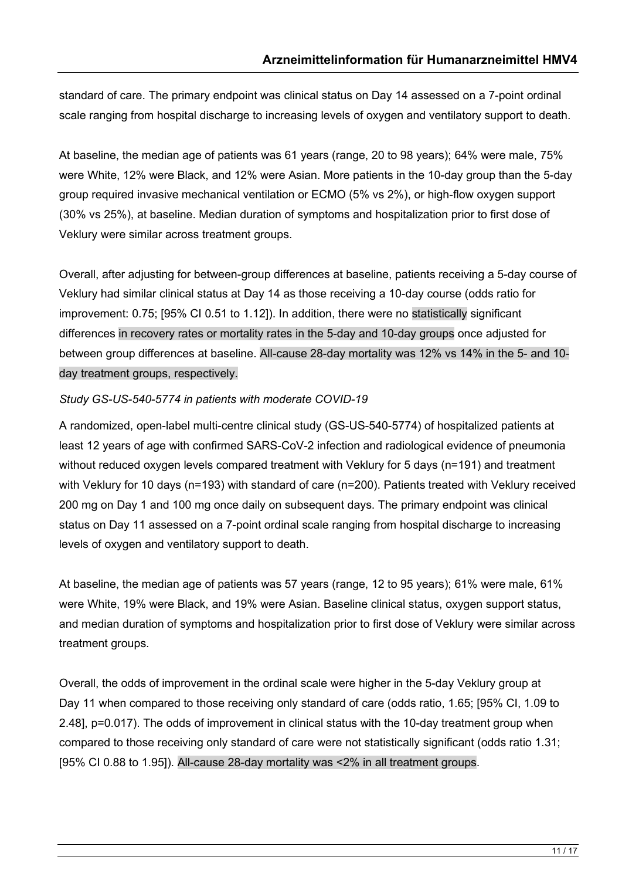standard of care. The primary endpoint was clinical status on Day 14 assessed on a 7-point ordinal scale ranging from hospital discharge to increasing levels of oxygen and ventilatory support to death.

At baseline, the median age of patients was 61 years (range, 20 to 98 years); 64% were male, 75% were White, 12% were Black, and 12% were Asian. More patients in the 10-day group than the 5-day group required invasive mechanical ventilation or ECMO (5% vs 2%), or high-flow oxygen support (30% vs 25%), at baseline. Median duration of symptoms and hospitalization prior to first dose of Veklury were similar across treatment groups.

Overall, after adjusting for between-group differences at baseline, patients receiving a 5-day course of Veklury had similar clinical status at Day 14 as those receiving a 10-day course (odds ratio for improvement: 0.75; [95% CI 0.51 to 1.12]). In addition, there were no statistically significant differences in recovery rates or mortality rates in the 5-day and 10-day groups once adjusted for between group differences at baseline. All-cause 28-day mortality was 12% vs 14% in the 5- and 10-day treatment groups, respectively.

*Study GS-US-540-5774 in patients with moderate COVID-19*

A randomized, open-label multi-centre clinical study (GS-US-540-5774) of hospitalized patients at least 12 years of age with confirmed SARS-CoV-2 infection and radiological evidence of pneumonia without reduced oxygen levels compared treatment with Veklury for 5 days (n=191) and treatment with Veklury for 10 days (n=193) with standard of care (n=200). Patients treated with Veklury received 200 mg on Day 1 and 100 mg once daily on subsequent days. The primary endpoint was clinical status on Day 11 assessed on a 7-point ordinal scale ranging from hospital discharge to increasing levels of oxygen and ventilatory support to death.

At baseline, the median age of patients was 57 years (range, 12 to 95 years); 61% were male, 61% were White, 19% were Black, and 19% were Asian. Baseline clinical status, oxygen support status, and median duration of symptoms and hospitalization prior to first dose of Veklury were similar across treatment groups.

Overall, the odds of improvement in the ordinal scale were higher in the 5-day Veklury group at Day 11 when compared to those receiving only standard of care (odds ratio, 1.65; [95% CI, 1.09 to 2.48], p=0.017). The odds of improvement in clinical status with the 10-day treatment group when compared to those receiving only standard of care were not statistically significant (odds ratio 1.31; [95% CI 0.88 to 1.95]). All-cause 28-day mortality was <2% in all treatment groups.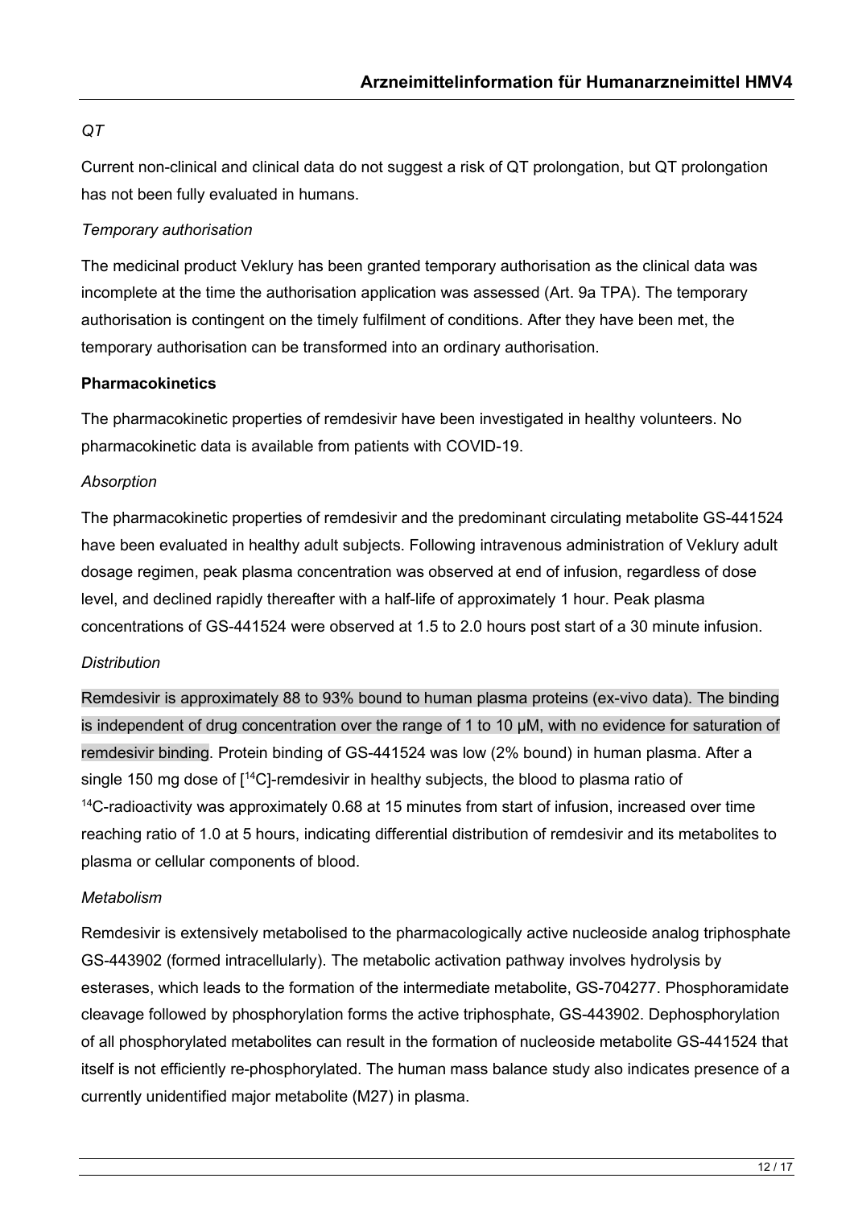*QT*

Current non-clinical and clinical data do not suggest a risk of QT prolongation, but QT prolongation has not been fully evaluated in humans.

*Temporary authorisation*

The medicinal product Veklury has been granted temporary authorisation as the clinical data was incomplete at the time the authorisation application was assessed (Art. 9a TPA). The temporary authorisation is contingent on the timely fulfilment of conditions. After they have been met, the temporary authorisation can be transformed into an ordinary authorisation.

**Pharmacokinetics**

The pharmacokinetic properties of remdesivir have been investigated in healthy volunteers. No pharmacokinetic data is available from patients with COVID-19.

*Absorption*

The pharmacokinetic properties of remdesivir and the predominant circulating metabolite GS-441524 have been evaluated in healthy adult subjects. Following intravenous administration of Veklury adult dosage regimen, peak plasma concentration was observed at end of infusion, regardless of dose level, and declined rapidly thereafter with a half-life of approximately 1 hour. Peak plasma concentrations of GS-441524 were observed at 1.5 to 2.0 hours post start of a 30 minute infusion.

*Distribution*

Remdesivir is approximately 88 to 93% bound to human plasma proteins (ex-vivo data). The binding is independent of drug concentration over the range of 1 to 10 µM, with no evidence for saturation of remdesivir binding. Protein binding of GS-441524 was low (2% bound) in human plasma. After a single 150 mg dose of [$^{14}$C]-remdesivir in healthy subjects, the blood to plasma ratio of $^{14}$C-radioactivity was approximately 0.68 at 15 minutes from start of infusion, increased over time reaching ratio of 1.0 at 5 hours, indicating differential distribution of remdesivir and its metabolites to plasma or cellular components of blood.

*Metabolism*

Remdesivir is extensively metabolised to the pharmacologically active nucleoside analog triphosphate GS-443902 (formed intracellularly). The metabolic activation pathway involves hydrolysis by esterases, which leads to the formation of the intermediate metabolite, GS-704277. Phosphoramidate cleavage followed by phosphorylation forms the active triphosphate, GS-443902. Dephosphorylation of all phosphorylated metabolites can result in the formation of nucleoside metabolite GS-441524 that itself is not efficiently re-phosphorylated. The human mass balance study also indicates presence of a currently unidentified major metabolite (M27) in plasma.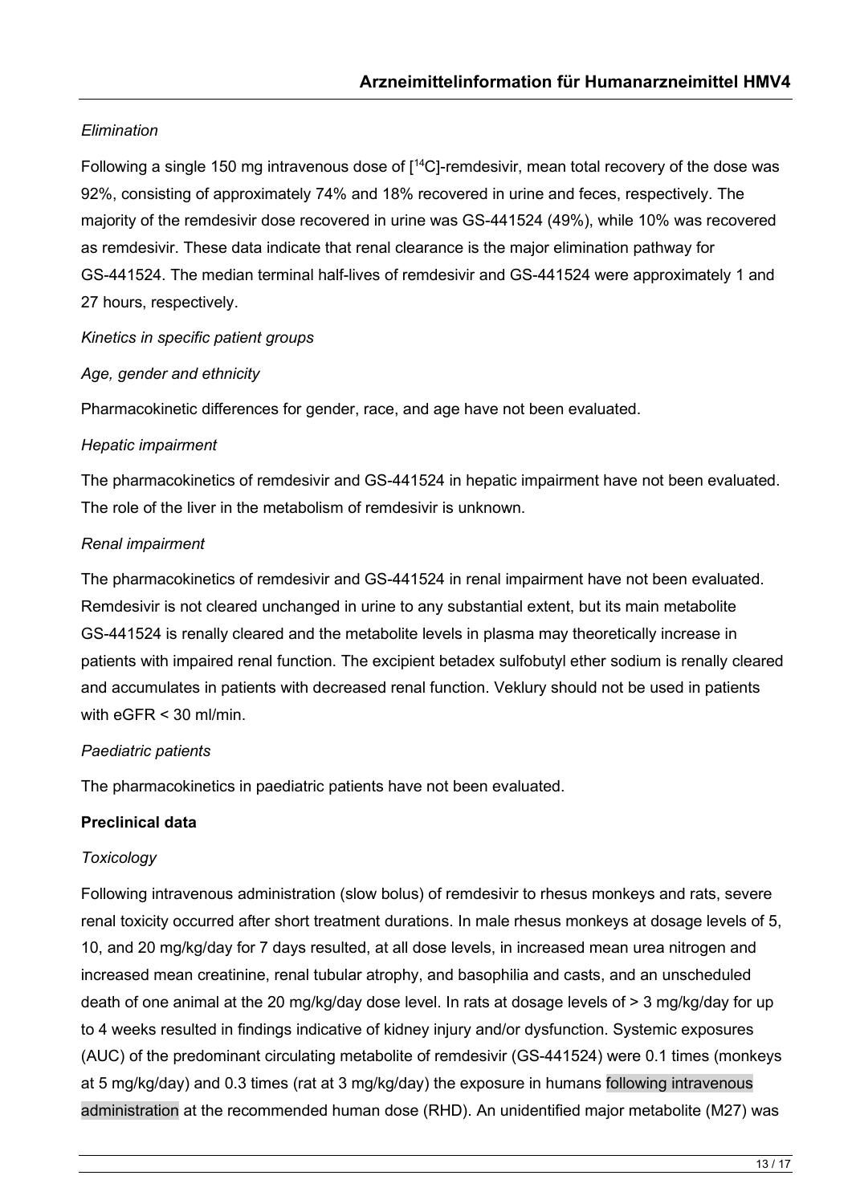*Elimination*

Following a single 150 mg intravenous dose of [$^{14}$C]-remdesivir, mean total recovery of the dose was 92%, consisting of approximately 74% and 18% recovered in urine and feces, respectively. The majority of the remdesivir dose recovered in urine was GS-441524 (49%), while 10% was recovered as remdesivir. These data indicate that renal clearance is the major elimination pathway for GS-441524. The median terminal half-lives of remdesivir and GS-441524 were approximately 1 and 27 hours, respectively.

*Kinetics in specific patient groups*

*Age, gender and ethnicity*

Pharmacokinetic differences for gender, race, and age have not been evaluated.

*Hepatic impairment*

The pharmacokinetics of remdesivir and GS-441524 in hepatic impairment have not been evaluated. The role of the liver in the metabolism of remdesivir is unknown.

*Renal impairment*

The pharmacokinetics of remdesivir and GS-441524 in renal impairment have not been evaluated. Remdesivir is not cleared unchanged in urine to any substantial extent, but its main metabolite GS-441524 is renally cleared and the metabolite levels in plasma may theoretically increase in patients with impaired renal function. The excipient betadex sulfobutyl ether sodium is renally cleared and accumulates in patients with decreased renal function. Veklury should not be used in patients with eGFR < 30 ml/min.

*Paediatric patients*

The pharmacokinetics in paediatric patients have not been evaluated.

**Preclinical data**

*Toxicology*

Following intravenous administration (slow bolus) of remdesivir to rhesus monkeys and rats, severe renal toxicity occurred after short treatment durations. In male rhesus monkeys at dosage levels of 5, 10, and 20 mg/kg/day for 7 days resulted, at all dose levels, in increased mean urea nitrogen and increased mean creatinine, renal tubular atrophy, and basophilia and casts, and an unscheduled death of one animal at the 20 mg/kg/day dose level. In rats at dosage levels of > 3 mg/kg/day for up to 4 weeks resulted in findings indicative of kidney injury and/or dysfunction. Systemic exposures (AUC) of the predominant circulating metabolite of remdesivir (GS-441524) were 0.1 times (monkeys at 5 mg/kg/day) and 0.3 times (rat at 3 mg/kg/day) the exposure in humans following intravenous administration at the recommended human dose (RHD). An unidentified major metabolite (M27) was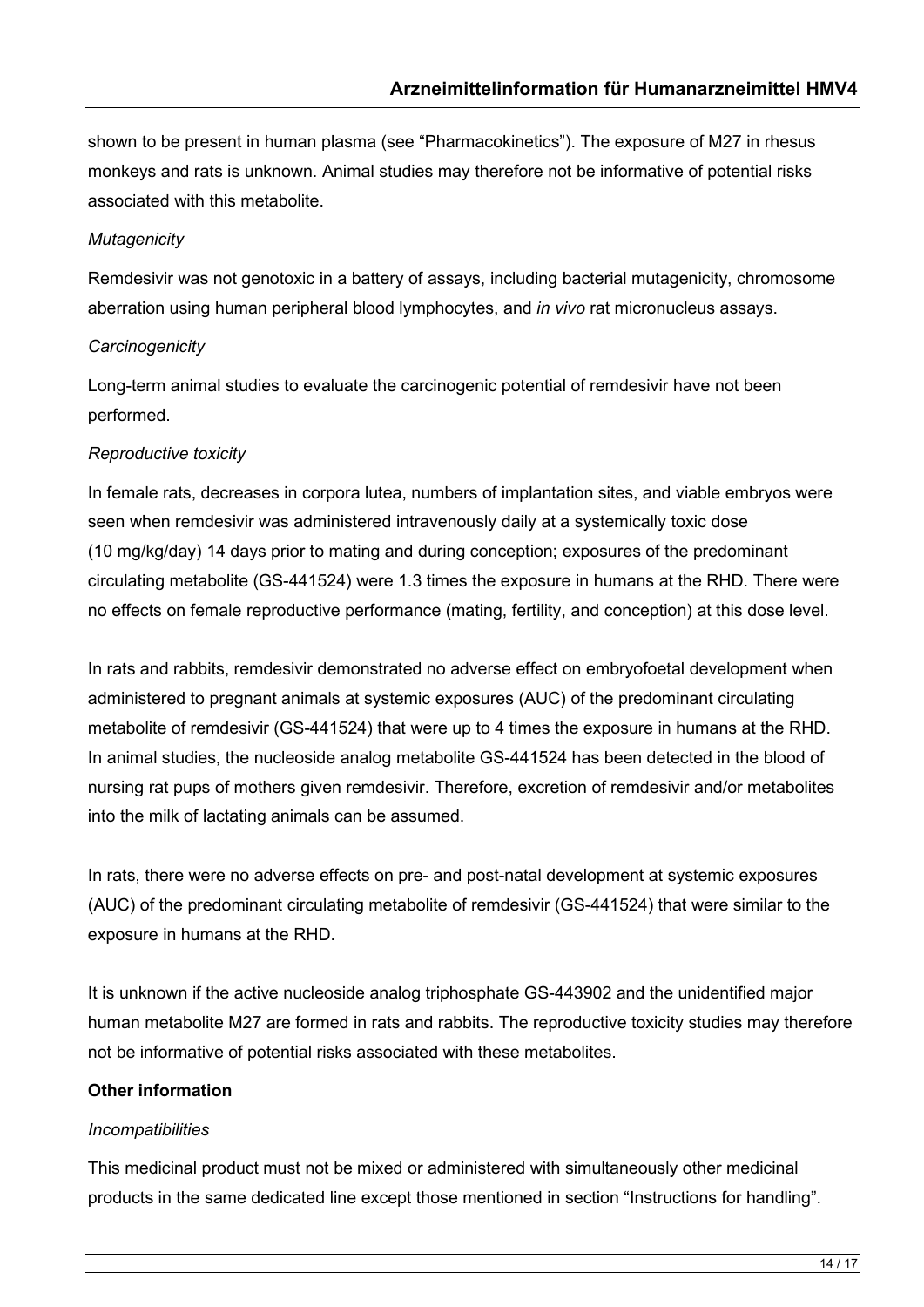shown to be present in human plasma (see "Pharmacokinetics"). The exposure of M27 in rhesus monkeys and rats is unknown. Animal studies may therefore not be informative of potential risks associated with this metabolite.

*Mutagenicity*

Remdesivir was not genotoxic in a battery of assays, including bacterial mutagenicity, chromosome aberration using human peripheral blood lymphocytes, and *in vivo* rat micronucleus assays.

*Carcinogenicity*

Long-term animal studies to evaluate the carcinogenic potential of remdesivir have not been performed.

*Reproductive toxicity*

In female rats, decreases in corpora lutea, numbers of implantation sites, and viable embryos were seen when remdesivir was administered intravenously daily at a systemically toxic dose (10 mg/kg/day) 14 days prior to mating and during conception; exposures of the predominant circulating metabolite (GS-441524) were 1.3 times the exposure in humans at the RHD. There were no effects on female reproductive performance (mating, fertility, and conception) at this dose level.

In rats and rabbits, remdesivir demonstrated no adverse effect on embryofoetal development when administered to pregnant animals at systemic exposures (AUC) of the predominant circulating metabolite of remdesivir (GS-441524) that were up to 4 times the exposure in humans at the RHD. In animal studies, the nucleoside analog metabolite GS-441524 has been detected in the blood of nursing rat pups of mothers given remdesivir. Therefore, excretion of remdesivir and/or metabolites into the milk of lactating animals can be assumed.

In rats, there were no adverse effects on pre- and post-natal development at systemic exposures (AUC) of the predominant circulating metabolite of remdesivir (GS-441524) that were similar to the exposure in humans at the RHD.

It is unknown if the active nucleoside analog triphosphate GS-443902 and the unidentified major human metabolite M27 are formed in rats and rabbits. The reproductive toxicity studies may therefore not be informative of potential risks associated with these metabolites.

**Other information**

*Incompatibilities*

This medicinal product must not be mixed or administered with simultaneously other medicinal products in the same dedicated line except those mentioned in section "Instructions for handling".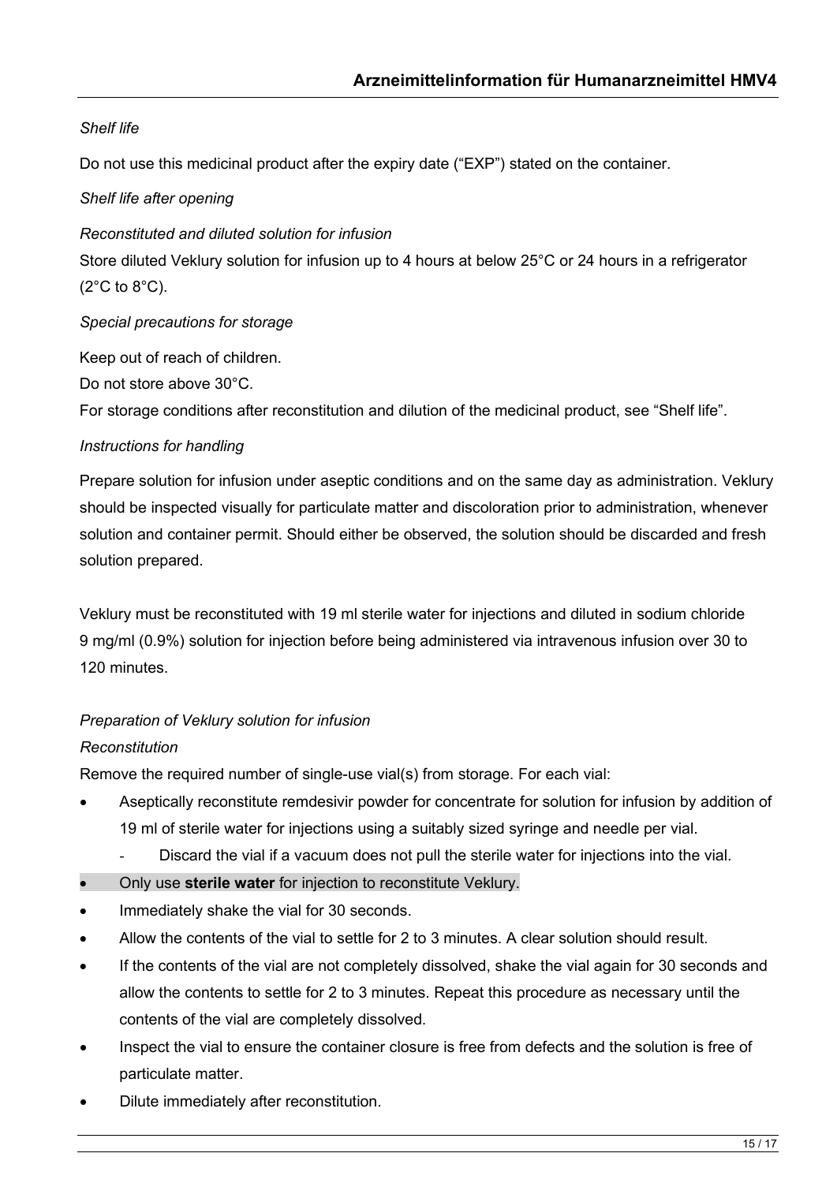*Shelf life*

Do not use this medicinal product after the expiry date ("EXP") stated on the container.

*Shelf life after opening*

*Reconstituted and diluted solution for infusion*

Store diluted Veklury solution for infusion up to 4 hours at below 25°C or 24 hours in a refrigerator (2°C to 8°C).

*Special precautions for storage*

Keep out of reach of children.

Do not store above 30°C.

For storage conditions after reconstitution and dilution of the medicinal product, see "Shelf life".

*Instructions for handling*

Prepare solution for infusion under aseptic conditions and on the same day as administration. Veklury should be inspected visually for particulate matter and discoloration prior to administration, whenever solution and container permit. Should either be observed, the solution should be discarded and fresh solution prepared.

Veklury must be reconstituted with 19 ml sterile water for injections and diluted in sodium chloride 9 mg/ml (0.9%) solution for injection before being administered via intravenous infusion over 30 to 120 minutes.

*Preparation of Veklury solution for infusion*

*Reconstitution*

Remove the required number of single-use vial(s) from storage. For each vial:

- Aseptically reconstitute remdesivir powder for concentrate for solution for infusion by addition of 19 ml of sterile water for injections using a suitably sized syringe and needle per vial.
  - Discard the vial if a vacuum does not pull the sterile water for injections into the vial.
- Only use **sterile water** for injection to reconstitute Veklury.
- Immediately shake the vial for 30 seconds.
- Allow the contents of the vial to settle for 2 to 3 minutes. A clear solution should result.
- If the contents of the vial are not completely dissolved, shake the vial again for 30 seconds and allow the contents to settle for 2 to 3 minutes. Repeat this procedure as necessary until the contents of the vial are completely dissolved.
- Inspect the vial to ensure the container closure is free from defects and the solution is free of particulate matter.
- Dilute immediately after reconstitution.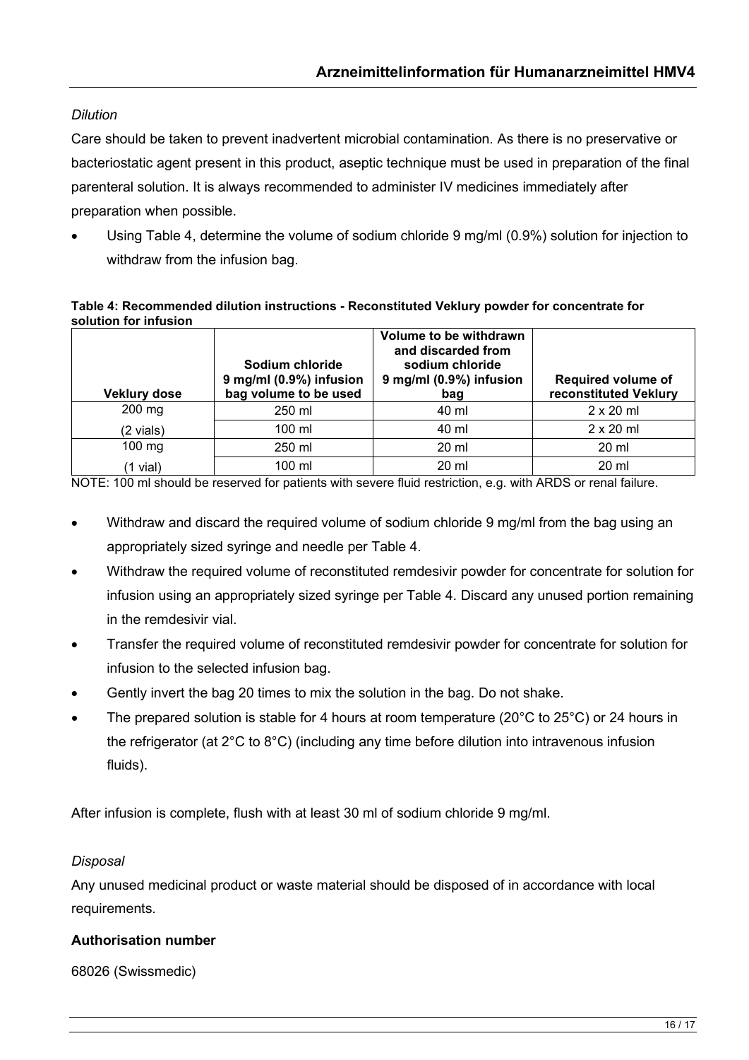*Dilution*

Care should be taken to prevent inadvertent microbial contamination. As there is no preservative or bacteriostatic agent present in this product, aseptic technique must be used in preparation of the final parenteral solution. It is always recommended to administer IV medicines immediately after preparation when possible.

- Using Table 4, determine the volume of sodium chloride 9 mg/ml (0.9%) solution for injection to withdraw from the infusion bag.

**Table 4: Recommended dilution instructions - Reconstituted Veklury powder for concentrate for solution for infusion**

| Veklury dose | Sodium chloride 9 mg/ml (0.9%) infusion bag volume to be used | Volume to be withdrawn and discarded from sodium chloride 9 mg/ml (0.9%) infusion bag | Required volume of reconstituted Veklury |
|---|---|---|---|
| 200 mg | 250 ml | 40 ml | 2 x 20 ml |
| (2 vials) | 100 ml | 40 ml | 2 x 20 ml |
| 100 mg | 250 ml | 20 ml | 20 ml |
| (1 vial) | 100 ml | 20 ml | 20 ml |

NOTE: 100 ml should be reserved for patients with severe fluid restriction, e.g. with ARDS or renal failure.

- Withdraw and discard the required volume of sodium chloride 9 mg/ml from the bag using an appropriately sized syringe and needle per Table 4.
- Withdraw the required volume of reconstituted remdesivir powder for concentrate for solution for infusion using an appropriately sized syringe per Table 4. Discard any unused portion remaining in the remdesivir vial.
- Transfer the required volume of reconstituted remdesivir powder for concentrate for solution for infusion to the selected infusion bag.
- Gently invert the bag 20 times to mix the solution in the bag. Do not shake.
- The prepared solution is stable for 4 hours at room temperature (20°C to 25°C) or 24 hours in the refrigerator (at 2°C to 8°C) (including any time before dilution into intravenous infusion fluids).

After infusion is complete, flush with at least 30 ml of sodium chloride 9 mg/ml.

*Disposal*

Any unused medicinal product or waste material should be disposed of in accordance with local requirements.

**Authorisation number**

68026 (Swissmedic)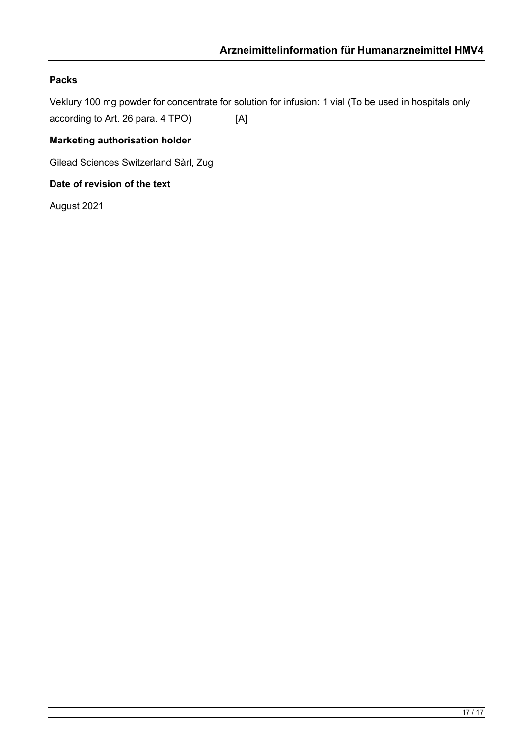**Packs**

Veklury 100 mg powder for concentrate for solution for infusion: 1 vial (To be used in hospitals only according to Art. 26 para. 4 TPO) [A]

**Marketing authorisation holder**

Gilead Sciences Switzerland Sàrl, Zug

**Date of revision of the text**

August 2021